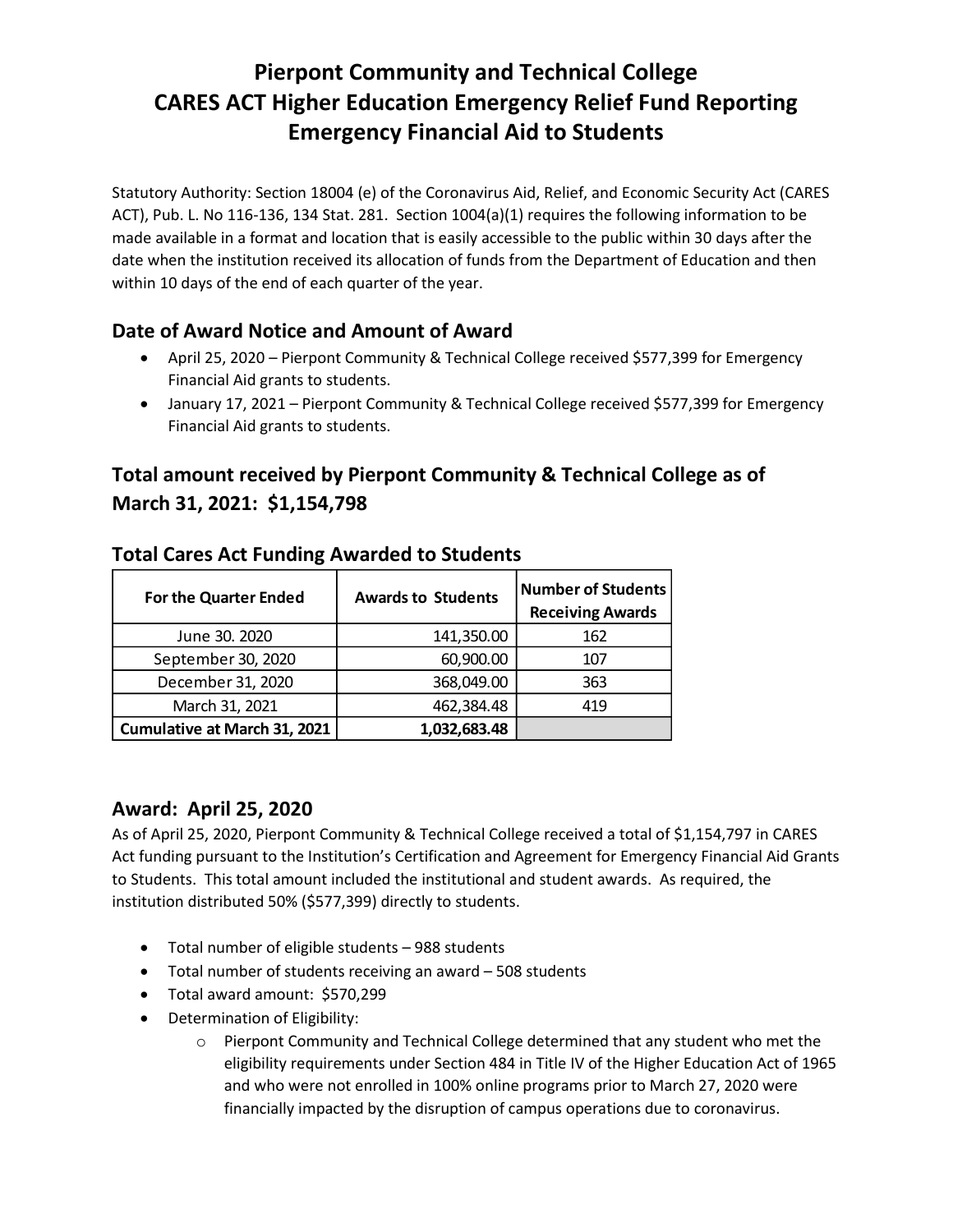# Pierpont Community and Technical College
# CARES ACT Higher Education Emergency Relief Fund Reporting
# Emergency Financial Aid to Students

Statutory Authority: Section 18004 (e) of the Coronavirus Aid, Relief, and Economic Security Act (CARES ACT), Pub. L. No 116-136, 134 Stat. 281. Section 1004(a)(1) requires the following information to be made available in a format and location that is easily accessible to the public within 30 days after the date when the institution received its allocation of funds from the Department of Education and then within 10 days of the end of each quarter of the year.

## Date of Award Notice and Amount of Award

- April 25, 2020 – Pierpont Community & Technical College received $577,399 for Emergency Financial Aid grants to students.
- January 17, 2021 – Pierpont Community & Technical College received $577,399 for Emergency Financial Aid grants to students.

## Total amount received by Pierpont Community & Technical College as of March 31, 2021: $1,154,798

## Total Cares Act Funding Awarded to Students

| For the Quarter Ended | Awards to Students | Number of Students Receiving Awards |
|---|---|---|
| June 30. 2020 | 141,350.00 | 162 |
| September 30, 2020 | 60,900.00 | 107 |
| December 31, 2020 | 368,049.00 | 363 |
| March 31, 2021 | 462,384.48 | 419 |
| **Cumulative at March 31, 2021** | **1,032,683.48** | |

## Award: April 25, 2020

As of April 25, 2020, Pierpont Community & Technical College received a total of $1,154,797 in CARES Act funding pursuant to the Institution's Certification and Agreement for Emergency Financial Aid Grants to Students. This total amount included the institutional and student awards. As required, the institution distributed 50% ($577,399) directly to students.

- Total number of eligible students – 988 students
- Total number of students receiving an award – 508 students
- Total award amount: $570,299
- Determination of Eligibility:
  - Pierpont Community and Technical College determined that any student who met the eligibility requirements under Section 484 in Title IV of the Higher Education Act of 1965 and who were not enrolled in 100% online programs prior to March 27, 2020 were financially impacted by the disruption of campus operations due to coronavirus.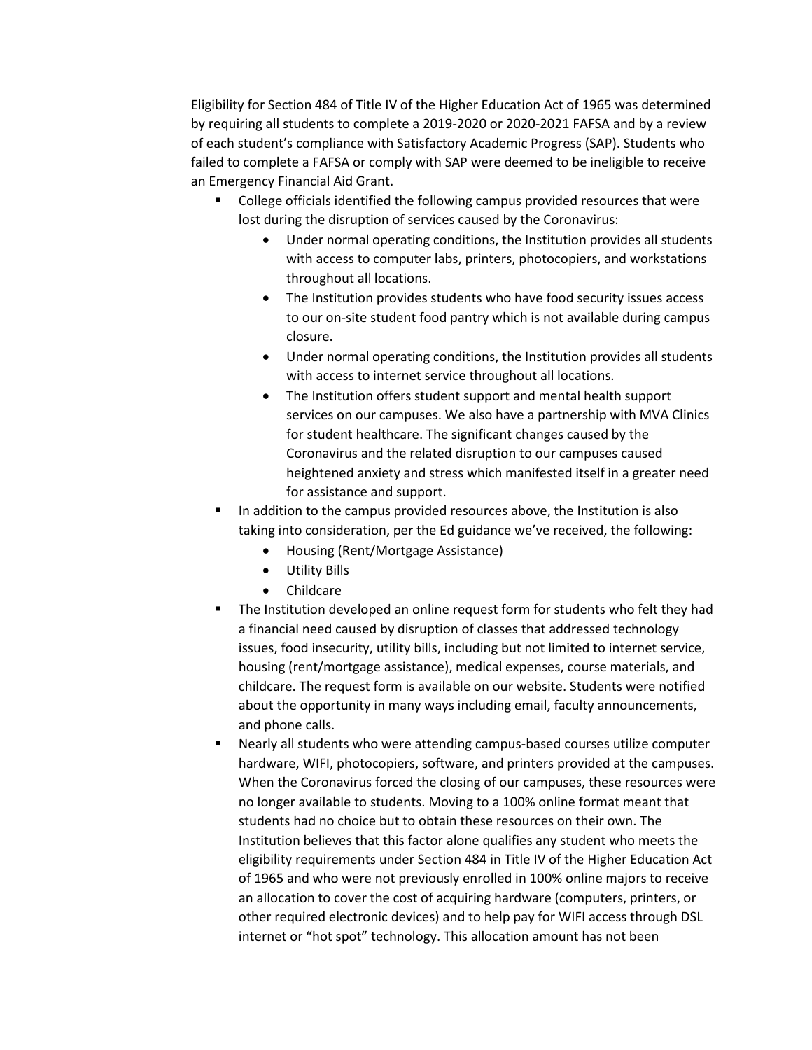Eligibility for Section 484 of Title IV of the Higher Education Act of 1965 was determined by requiring all students to complete a 2019-2020 or 2020-2021 FAFSA and by a review of each student's compliance with Satisfactory Academic Progress (SAP). Students who failed to complete a FAFSA or comply with SAP were deemed to be ineligible to receive an Emergency Financial Aid Grant.

- College officials identified the following campus provided resources that were lost during the disruption of services caused by the Coronavirus:
  - Under normal operating conditions, the Institution provides all students with access to computer labs, printers, photocopiers, and workstations throughout all locations.
  - The Institution provides students who have food security issues access to our on-site student food pantry which is not available during campus closure.
  - Under normal operating conditions, the Institution provides all students with access to internet service throughout all locations.
  - The Institution offers student support and mental health support services on our campuses. We also have a partnership with MVA Clinics for student healthcare. The significant changes caused by the Coronavirus and the related disruption to our campuses caused heightened anxiety and stress which manifested itself in a greater need for assistance and support.
- In addition to the campus provided resources above, the Institution is also taking into consideration, per the Ed guidance we've received, the following:
  - Housing (Rent/Mortgage Assistance)
  - Utility Bills
  - Childcare
- The Institution developed an online request form for students who felt they had a financial need caused by disruption of classes that addressed technology issues, food insecurity, utility bills, including but not limited to internet service, housing (rent/mortgage assistance), medical expenses, course materials, and childcare. The request form is available on our website. Students were notified about the opportunity in many ways including email, faculty announcements, and phone calls.
- Nearly all students who were attending campus-based courses utilize computer hardware, WIFI, photocopiers, software, and printers provided at the campuses. When the Coronavirus forced the closing of our campuses, these resources were no longer available to students. Moving to a 100% online format meant that students had no choice but to obtain these resources on their own. The Institution believes that this factor alone qualifies any student who meets the eligibility requirements under Section 484 in Title IV of the Higher Education Act of 1965 and who were not previously enrolled in 100% online majors to receive an allocation to cover the cost of acquiring hardware (computers, printers, or other required electronic devices) and to help pay for WIFI access through DSL internet or "hot spot" technology. This allocation amount has not been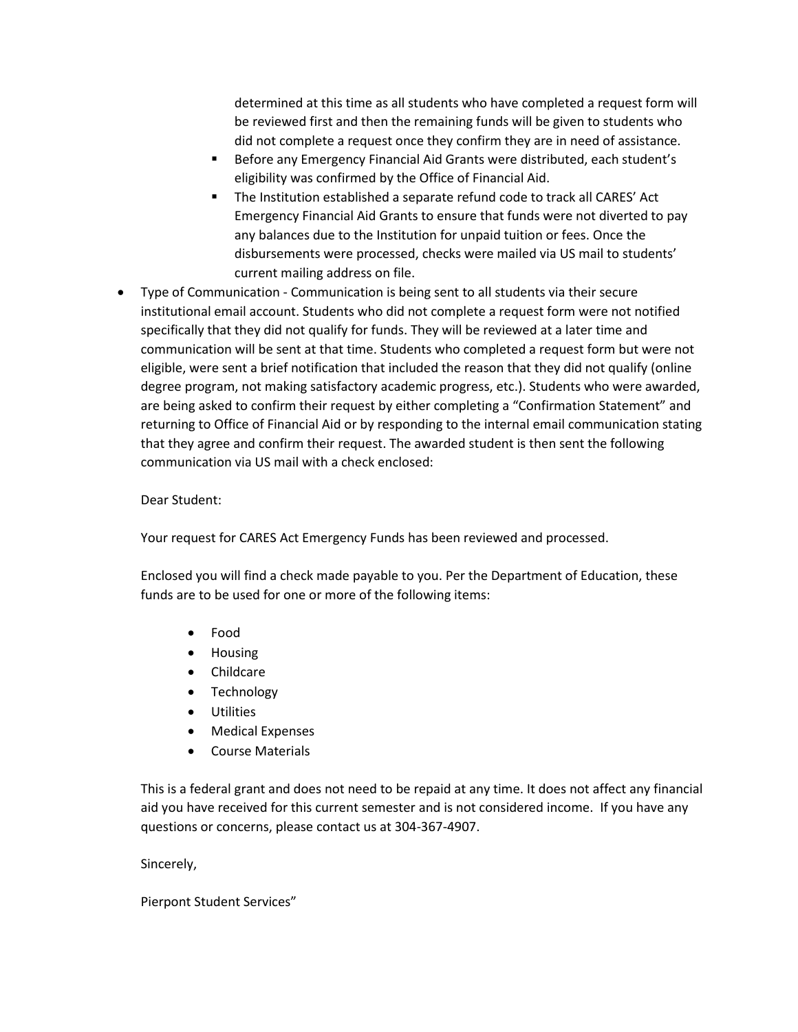determined at this time as all students who have completed a request form will be reviewed first and then the remaining funds will be given to students who did not complete a request once they confirm they are in need of assistance.

  - Before any Emergency Financial Aid Grants were distributed, each student's eligibility was confirmed by the Office of Financial Aid.
  - The Institution established a separate refund code to track all CARES' Act Emergency Financial Aid Grants to ensure that funds were not diverted to pay any balances due to the Institution for unpaid tuition or fees. Once the disbursements were processed, checks were mailed via US mail to students' current mailing address on file.

- Type of Communication - Communication is being sent to all students via their secure institutional email account. Students who did not complete a request form were not notified specifically that they did not qualify for funds. They will be reviewed at a later time and communication will be sent at that time. Students who completed a request form but were not eligible, were sent a brief notification that included the reason that they did not qualify (online degree program, not making satisfactory academic progress, etc.). Students who were awarded, are being asked to confirm their request by either completing a "Confirmation Statement" and returning to Office of Financial Aid or by responding to the internal email communication stating that they agree and confirm their request. The awarded student is then sent the following communication via US mail with a check enclosed:

  Dear Student:

  Your request for CARES Act Emergency Funds has been reviewed and processed.

  Enclosed you will find a check made payable to you. Per the Department of Education, these funds are to be used for one or more of the following items:

  - Food
  - Housing
  - Childcare
  - Technology
  - Utilities
  - Medical Expenses
  - Course Materials

  This is a federal grant and does not need to be repaid at any time. It does not affect any financial aid you have received for this current semester and is not considered income. If you have any questions or concerns, please contact us at 304-367-4907.

  Sincerely,

  Pierpont Student Services"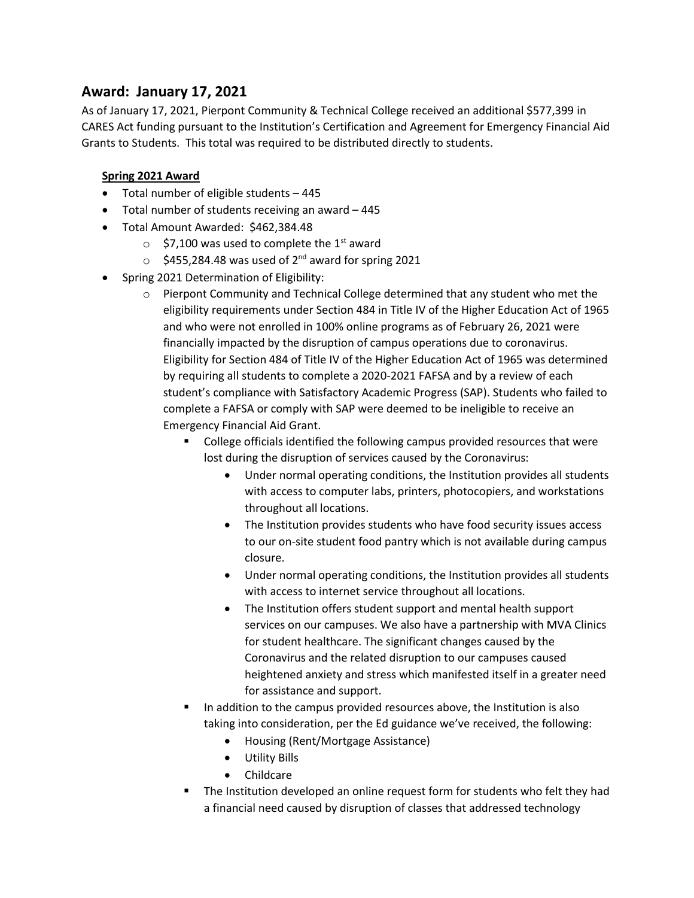## Award: January 17, 2021

As of January 17, 2021, Pierpont Community & Technical College received an additional $577,399 in CARES Act funding pursuant to the Institution's Certification and Agreement for Emergency Financial Aid Grants to Students. This total was required to be distributed directly to students.

**Spring 2021 Award**

- Total number of eligible students – 445
- Total number of students receiving an award – 445
- Total Amount Awarded: $462,384.48
  - $7,100 was used to complete the 1st award
  - $455,284.48 was used of 2nd award for spring 2021
- Spring 2021 Determination of Eligibility:
  - Pierpont Community and Technical College determined that any student who met the eligibility requirements under Section 484 in Title IV of the Higher Education Act of 1965 and who were not enrolled in 100% online programs as of February 26, 2021 were financially impacted by the disruption of campus operations due to coronavirus. Eligibility for Section 484 of Title IV of the Higher Education Act of 1965 was determined by requiring all students to complete a 2020-2021 FAFSA and by a review of each student's compliance with Satisfactory Academic Progress (SAP). Students who failed to complete a FAFSA or comply with SAP were deemed to be ineligible to receive an Emergency Financial Aid Grant.
    - College officials identified the following campus provided resources that were lost during the disruption of services caused by the Coronavirus:
      - Under normal operating conditions, the Institution provides all students with access to computer labs, printers, photocopiers, and workstations throughout all locations.
      - The Institution provides students who have food security issues access to our on-site student food pantry which is not available during campus closure.
      - Under normal operating conditions, the Institution provides all students with access to internet service throughout all locations.
      - The Institution offers student support and mental health support services on our campuses. We also have a partnership with MVA Clinics for student healthcare. The significant changes caused by the Coronavirus and the related disruption to our campuses caused heightened anxiety and stress which manifested itself in a greater need for assistance and support.
    - In addition to the campus provided resources above, the Institution is also taking into consideration, per the Ed guidance we've received, the following:
      - Housing (Rent/Mortgage Assistance)
      - Utility Bills
      - Childcare
    - The Institution developed an online request form for students who felt they had a financial need caused by disruption of classes that addressed technology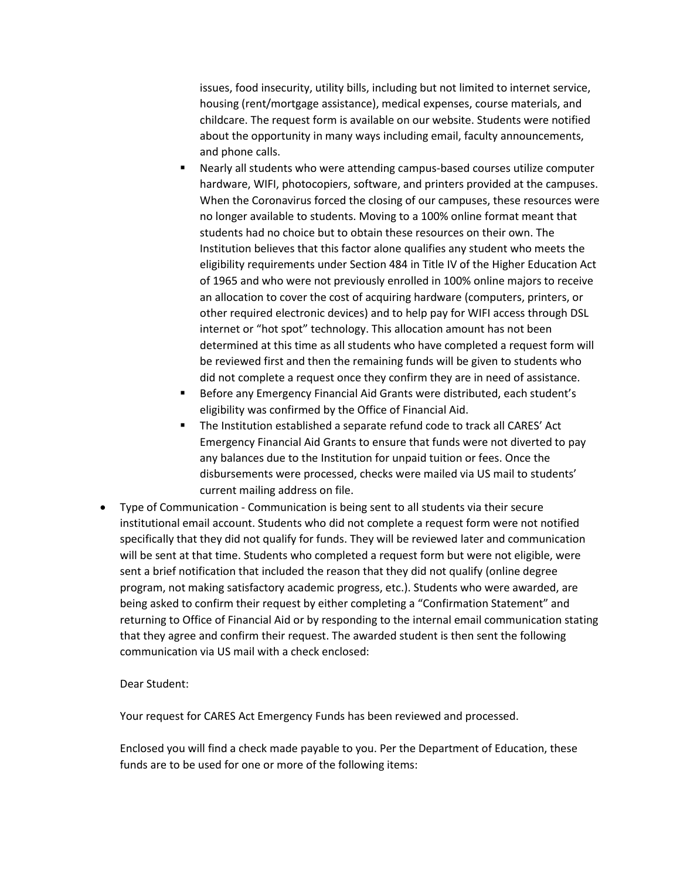issues, food insecurity, utility bills, including but not limited to internet service, housing (rent/mortgage assistance), medical expenses, course materials, and childcare. The request form is available on our website. Students were notified about the opportunity in many ways including email, faculty announcements, and phone calls.

  - Nearly all students who were attending campus-based courses utilize computer hardware, WIFI, photocopiers, software, and printers provided at the campuses. When the Coronavirus forced the closing of our campuses, these resources were no longer available to students. Moving to a 100% online format meant that students had no choice but to obtain these resources on their own. The Institution believes that this factor alone qualifies any student who meets the eligibility requirements under Section 484 in Title IV of the Higher Education Act of 1965 and who were not previously enrolled in 100% online majors to receive an allocation to cover the cost of acquiring hardware (computers, printers, or other required electronic devices) and to help pay for WIFI access through DSL internet or "hot spot" technology. This allocation amount has not been determined at this time as all students who have completed a request form will be reviewed first and then the remaining funds will be given to students who did not complete a request once they confirm they are in need of assistance.
  - Before any Emergency Financial Aid Grants were distributed, each student's eligibility was confirmed by the Office of Financial Aid.
  - The Institution established a separate refund code to track all CARES' Act Emergency Financial Aid Grants to ensure that funds were not diverted to pay any balances due to the Institution for unpaid tuition or fees. Once the disbursements were processed, checks were mailed via US mail to students' current mailing address on file.

- Type of Communication - Communication is being sent to all students via their secure institutional email account. Students who did not complete a request form were not notified specifically that they did not qualify for funds. They will be reviewed later and communication will be sent at that time. Students who completed a request form but were not eligible, were sent a brief notification that included the reason that they did not qualify (online degree program, not making satisfactory academic progress, etc.). Students who were awarded, are being asked to confirm their request by either completing a "Confirmation Statement" and returning to Office of Financial Aid or by responding to the internal email communication stating that they agree and confirm their request. The awarded student is then sent the following communication via US mail with a check enclosed:

  Dear Student:

  Your request for CARES Act Emergency Funds has been reviewed and processed.

  Enclosed you will find a check made payable to you. Per the Department of Education, these funds are to be used for one or more of the following items: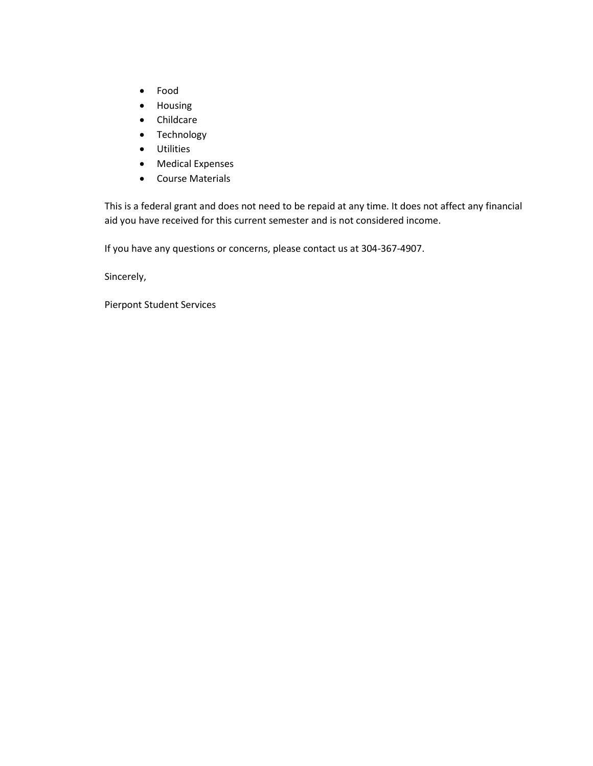- Food
- Housing
- Childcare
- Technology
- Utilities
- Medical Expenses
- Course Materials

This is a federal grant and does not need to be repaid at any time. It does not affect any financial aid you have received for this current semester and is not considered income.

If you have any questions or concerns, please contact us at 304-367-4907.

Sincerely,

Pierpont Student Services